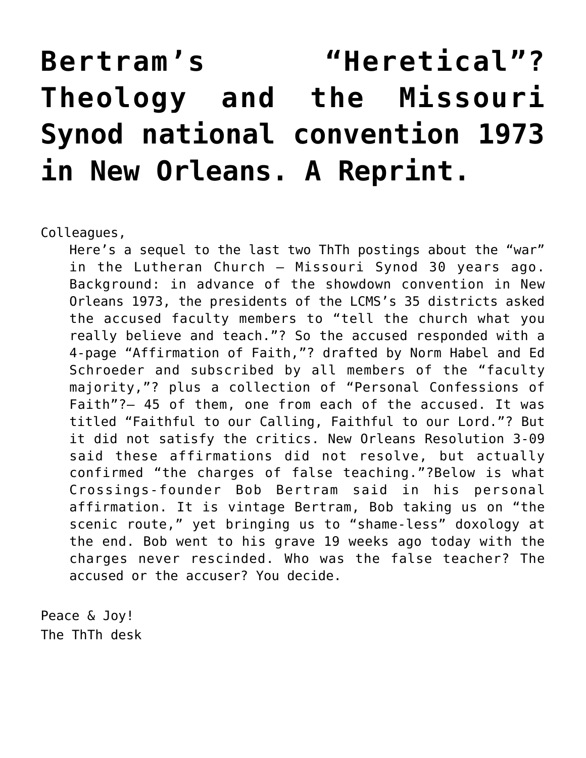# Bertram's "Heretical"? Theology and the Missouri Synod national convention 1973 in New Orleans. A Reprint.

Colleagues,

> Here's a sequel to the last two ThTh postings about the "war" in the Lutheran Church – Missouri Synod 30 years ago. Background: in advance of the showdown convention in New Orleans 1973, the presidents of the LCMS's 35 districts asked the accused faculty members to "tell the church what you really believe and teach."? So the accused responded with a 4-page "Affirmation of Faith,"? drafted by Norm Habel and Ed Schroeder and subscribed by all members of the "faculty majority,"? plus a collection of "Personal Confessions of Faith"?– 45 of them, one from each of the accused. It was titled "Faithful to our Calling, Faithful to our Lord."? But it did not satisfy the critics. New Orleans Resolution 3-09 said these affirmations did not resolve, but actually confirmed "the charges of false teaching."?Below is what Crossings-founder Bob Bertram said in his personal affirmation. It is vintage Bertram, Bob taking us on "the scenic route," yet bringing us to "shame-less" doxology at the end. Bob went to his grave 19 weeks ago today with the charges never rescinded. Who was the false teacher? The accused or the accuser? You decide.

Peace & Joy!
The ThTh desk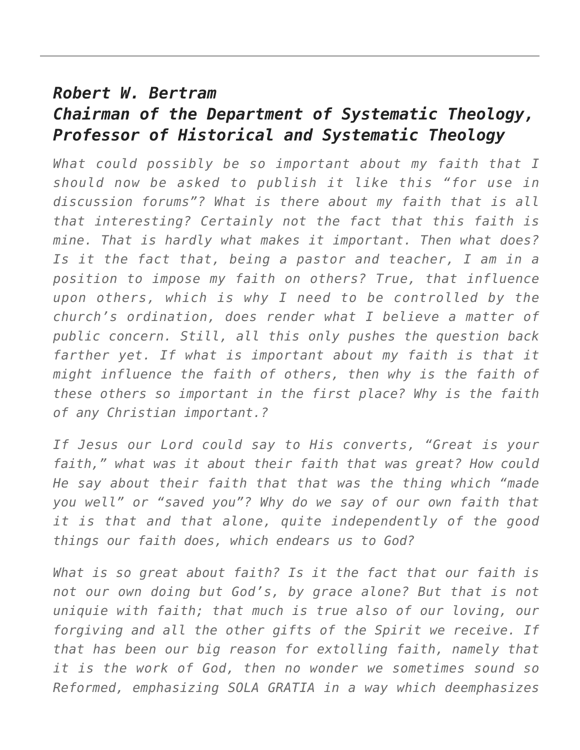## *Robert W. Bertram*
## *Chairman of the Department of Systematic Theology, Professor of Historical and Systematic Theology*

*What could possibly be so important about my faith that I should now be asked to publish it like this "for use in discussion forums"? What is there about my faith that is all that interesting? Certainly not the fact that this faith is mine. That is hardly what makes it important. Then what does? Is it the fact that, being a pastor and teacher, I am in a position to impose my faith on others? True, that influence upon others, which is why I need to be controlled by the church's ordination, does render what I believe a matter of public concern. Still, all this only pushes the question back farther yet. If what is important about my faith is that it might influence the faith of others, then why is the faith of these others so important in the first place? Why is the faith of any Christian important.?*

*If Jesus our Lord could say to His converts, "Great is your faith," what was it about their faith that was great? How could He say about their faith that that was the thing which "made you well" or "saved you"? Why do we say of our own faith that it is that and that alone, quite independently of the good things our faith does, which endears us to God?*

*What is so great about faith? Is it the fact that our faith is not our own doing but God's, by grace alone? But that is not uniquie with faith; that much is true also of our loving, our forgiving and all the other gifts of the Spirit we receive. If that has been our big reason for extolling faith, namely that it is the work of God, then no wonder we sometimes sound so Reformed, emphasizing SOLA GRATIA in a way which deemphasizes*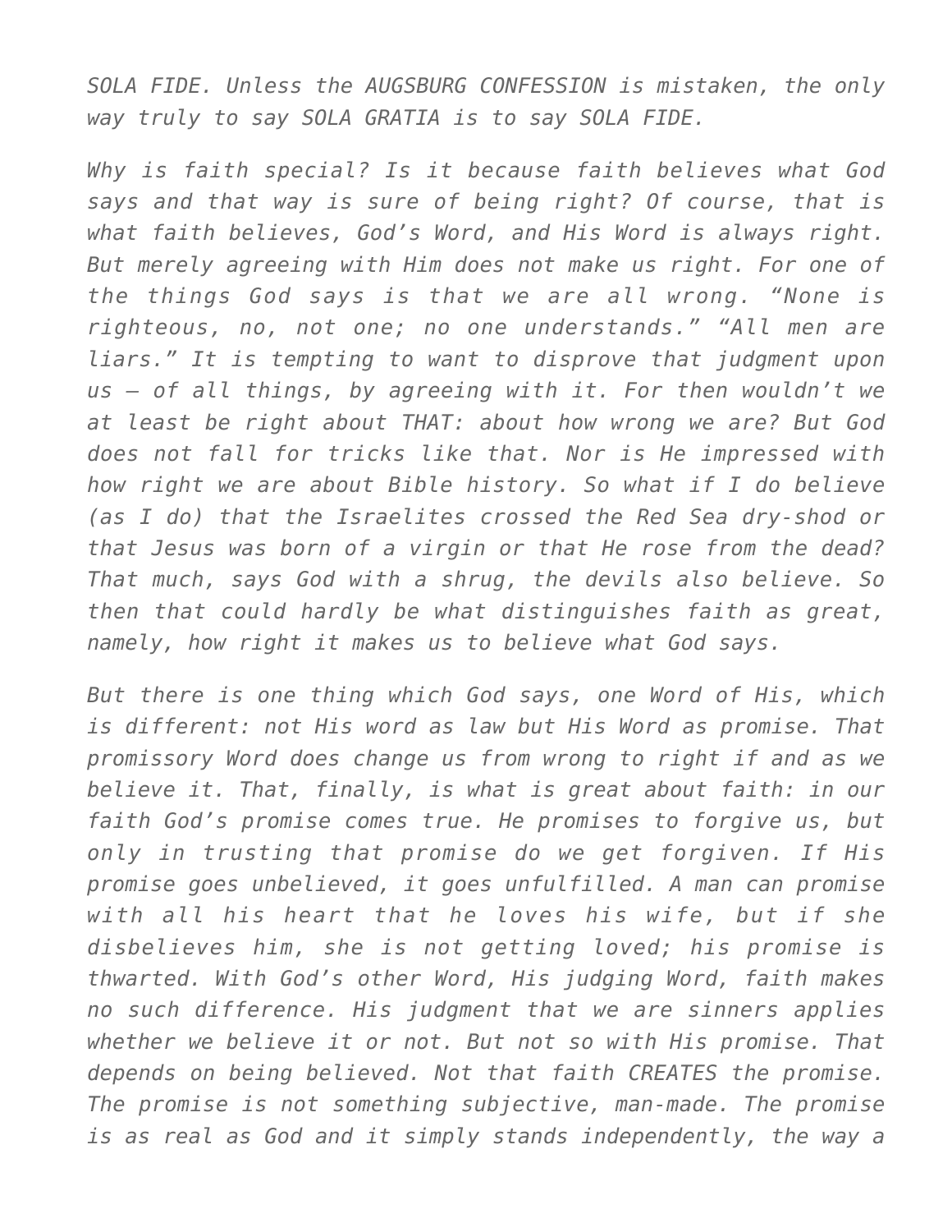*SOLA FIDE. Unless the AUGSBURG CONFESSION is mistaken, the only way truly to say SOLA GRATIA is to say SOLA FIDE.*

*Why is faith special? Is it because faith believes what God says and that way is sure of being right? Of course, that is what faith believes, God's Word, and His Word is always right. But merely agreeing with Him does not make us right. For one of the things God says is that we are all wrong. "None is righteous, no, not one; no one understands." "All men are liars." It is tempting to want to disprove that judgment upon us — of all things, by agreeing with it. For then wouldn't we at least be right about THAT: about how wrong we are? But God does not fall for tricks like that. Nor is He impressed with how right we are about Bible history. So what if I do believe (as I do) that the Israelites crossed the Red Sea dry-shod or that Jesus was born of a virgin or that He rose from the dead? That much, says God with a shrug, the devils also believe. So then that could hardly be what distinguishes faith as great, namely, how right it makes us to believe what God says.*

*But there is one thing which God says, one Word of His, which is different: not His word as law but His Word as promise. That promissory Word does change us from wrong to right if and as we believe it. That, finally, is what is great about faith: in our faith God's promise comes true. He promises to forgive us, but only in trusting that promise do we get forgiven. If His promise goes unbelieved, it goes unfulfilled. A man can promise with all his heart that he loves his wife, but if she disbelieves him, she is not getting loved; his promise is thwarted. With God's other Word, His judging Word, faith makes no such difference. His judgment that we are sinners applies whether we believe it or not. But not so with His promise. That depends on being believed. Not that faith CREATES the promise. The promise is not something subjective, man-made. The promise is as real as God and it simply stands independently, the way a*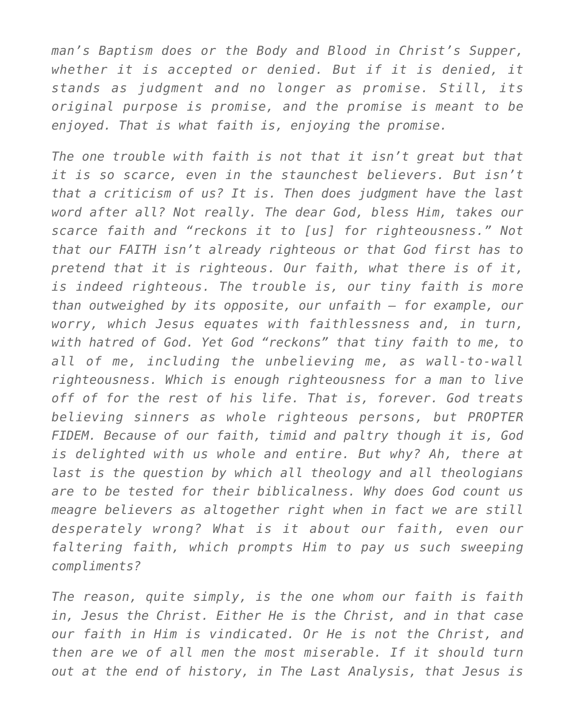*man's Baptism does or the Body and Blood in Christ's Supper, whether it is accepted or denied. But if it is denied, it stands as judgment and no longer as promise. Still, its original purpose is promise, and the promise is meant to be enjoyed. That is what faith is, enjoying the promise.*

*The one trouble with faith is not that it isn't great but that it is so scarce, even in the staunchest believers. But isn't that a criticism of us? It is. Then does judgment have the last word after all? Not really. The dear God, bless Him, takes our scarce faith and "reckons it to [us] for righteousness." Not that our FAITH isn't already righteous or that God first has to pretend that it is righteous. Our faith, what there is of it, is indeed righteous. The trouble is, our tiny faith is more than outweighed by its opposite, our unfaith – for example, our worry, which Jesus equates with faithlessness and, in turn, with hatred of God. Yet God "reckons" that tiny faith to me, to all of me, including the unbelieving me, as wall-to-wall righteousness. Which is enough righteousness for a man to live off of for the rest of his life. That is, forever. God treats believing sinners as whole righteous persons, but PROPTER FIDEM. Because of our faith, timid and paltry though it is, God is delighted with us whole and entire. But why? Ah, there at last is the question by which all theology and all theologians are to be tested for their biblicalness. Why does God count us meagre believers as altogether right when in fact we are still desperately wrong? What is it about our faith, even our faltering faith, which prompts Him to pay us such sweeping compliments?*

*The reason, quite simply, is the one whom our faith is faith in, Jesus the Christ. Either He is the Christ, and in that case our faith in Him is vindicated. Or He is not the Christ, and then are we of all men the most miserable. If it should turn out at the end of history, in The Last Analysis, that Jesus is*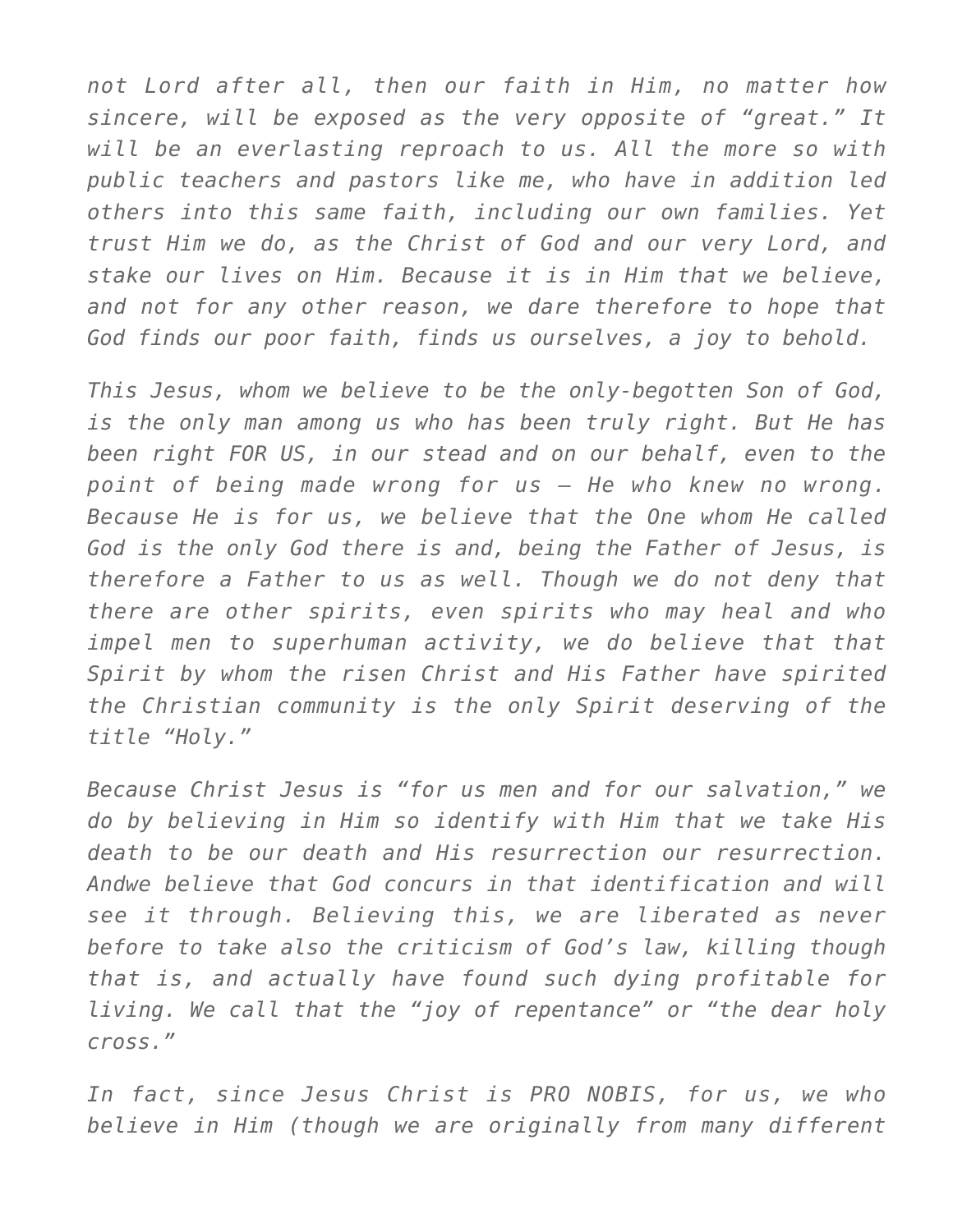*not Lord after all, then our faith in Him, no matter how sincere, will be exposed as the very opposite of "great." It will be an everlasting reproach to us. All the more so with public teachers and pastors like me, who have in addition led others into this same faith, including our own families. Yet trust Him we do, as the Christ of God and our very Lord, and stake our lives on Him. Because it is in Him that we believe, and not for any other reason, we dare therefore to hope that God finds our poor faith, finds us ourselves, a joy to behold.*

*This Jesus, whom we believe to be the only-begotten Son of God, is the only man among us who has been truly right. But He has been right FOR US, in our stead and on our behalf, even to the point of being made wrong for us — He who knew no wrong. Because He is for us, we believe that the One whom He called God is the only God there is and, being the Father of Jesus, is therefore a Father to us as well. Though we do not deny that there are other spirits, even spirits who may heal and who impel men to superhuman activity, we do believe that that Spirit by whom the risen Christ and His Father have spirited the Christian community is the only Spirit deserving of the title "Holy."*

*Because Christ Jesus is "for us men and for our salvation," we do by believing in Him so identify with Him that we take His death to be our death and His resurrection our resurrection. Andwe believe that God concurs in that identification and will see it through. Believing this, we are liberated as never before to take also the criticism of God's law, killing though that is, and actually have found such dying profitable for living. We call that the "joy of repentance" or "the dear holy cross."*

*In fact, since Jesus Christ is PRO NOBIS, for us, we who believe in Him (though we are originally from many different*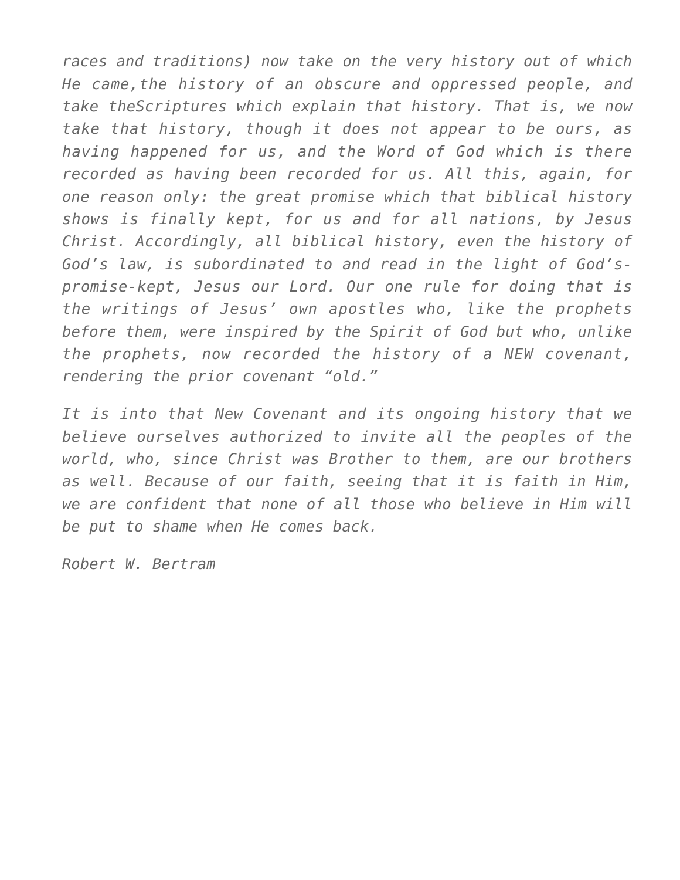*races and traditions) now take on the very history out of which He came,the history of an obscure and oppressed people, and take theScriptures which explain that history. That is, we now take that history, though it does not appear to be ours, as having happened for us, and the Word of God which is there recorded as having been recorded for us. All this, again, for one reason only: the great promise which that biblical history shows is finally kept, for us and for all nations, by Jesus Christ. Accordingly, all biblical history, even the history of God's law, is subordinated to and read in the light of God's-promise-kept, Jesus our Lord. Our one rule for doing that is the writings of Jesus' own apostles who, like the prophets before them, were inspired by the Spirit of God but who, unlike the prophets, now recorded the history of a NEW covenant, rendering the prior covenant "old."*

*It is into that New Covenant and its ongoing history that we believe ourselves authorized to invite all the peoples of the world, who, since Christ was Brother to them, are our brothers as well. Because of our faith, seeing that it is faith in Him, we are confident that none of all those who believe in Him will be put to shame when He comes back.*

*Robert W. Bertram*